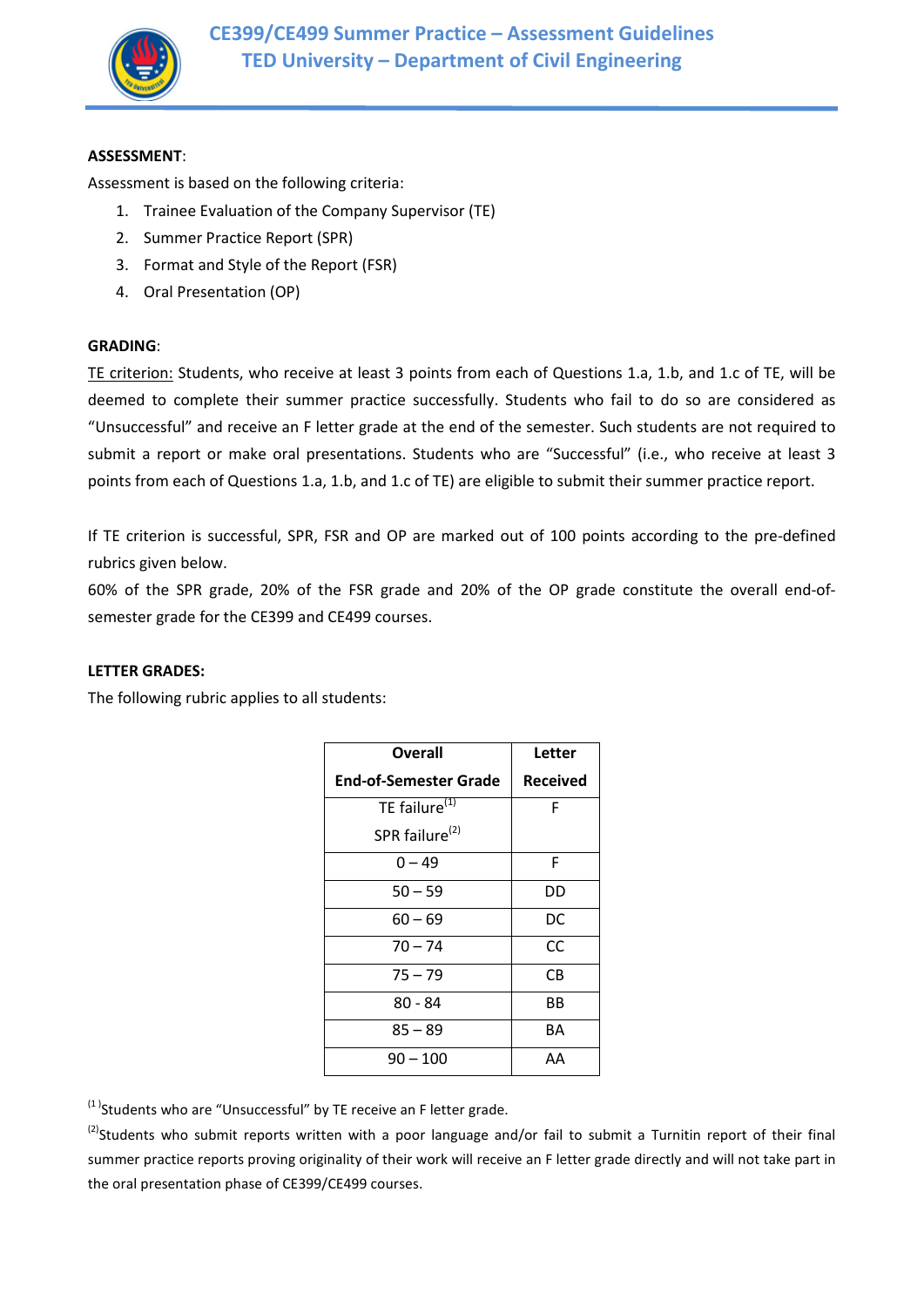# CE399/CE499 Summer Practice – Assessment Guidelines
## TED University – Department of Civil Engineering

**ASSESSMENT**:

Assessment is based on the following criteria:

1. Trainee Evaluation of the Company Supervisor (TE)
2. Summer Practice Report (SPR)
3. Format and Style of the Report (FSR)
4. Oral Presentation (OP)

**GRADING**:

TE criterion: Students, who receive at least 3 points from each of Questions 1.a, 1.b, and 1.c of TE, will be deemed to complete their summer practice successfully. Students who fail to do so are considered as "Unsuccessful" and receive an F letter grade at the end of the semester. Such students are not required to submit a report or make oral presentations. Students who are "Successful" (i.e., who receive at least 3 points from each of Questions 1.a, 1.b, and 1.c of TE) are eligible to submit their summer practice report.

If TE criterion is successful, SPR, FSR and OP are marked out of 100 points according to the pre-defined rubrics given below.

60% of the SPR grade, 20% of the FSR grade and 20% of the OP grade constitute the overall end-of-semester grade for the CE399 and CE499 courses.

**LETTER GRADES:**

The following rubric applies to all students:

| Overall End-of-Semester Grade | Letter Received |
|---|---|
| TE failure[(1)] SPR failure[(2)] | F |
| 0 – 49 | F |
| 50 – 59 | DD |
| 60 – 69 | DC |
| 70 – 74 | CC |
| 75 – 79 | CB |
| 80 - 84 | BB |
| 85 – 89 | BA |
| 90 – 100 | AA |

[(1)]Students who are "Unsuccessful" by TE receive an F letter grade.

[(2)]Students who submit reports written with a poor language and/or fail to submit a Turnitin report of their final summer practice reports proving originality of their work will receive an F letter grade directly and will not take part in the oral presentation phase of CE399/CE499 courses.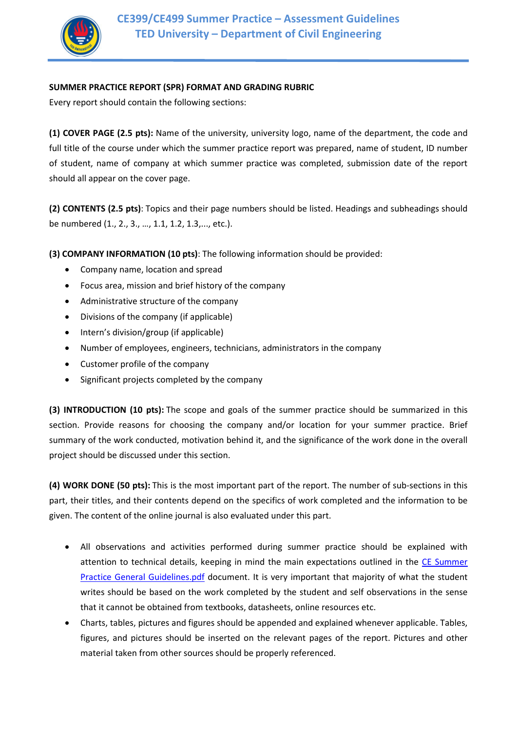**SUMMER PRACTICE REPORT (SPR) FORMAT AND GRADING RUBRIC**

Every report should contain the following sections:

**(1) COVER PAGE (2.5 pts):** Name of the university, university logo, name of the department, the code and full title of the course under which the summer practice report was prepared, name of student, ID number of student, name of company at which summer practice was completed, submission date of the report should all appear on the cover page.

**(2) CONTENTS (2.5 pts)**: Topics and their page numbers should be listed. Headings and subheadings should be numbered (1., 2., 3., …, 1.1, 1.2, 1.3,..., etc.).

**(3) COMPANY INFORMATION (10 pts)**: The following information should be provided:

- Company name, location and spread
- Focus area, mission and brief history of the company
- Administrative structure of the company
- Divisions of the company (if applicable)
- Intern's division/group (if applicable)
- Number of employees, engineers, technicians, administrators in the company
- Customer profile of the company
- Significant projects completed by the company

**(3) INTRODUCTION (10 pts):** The scope and goals of the summer practice should be summarized in this section. Provide reasons for choosing the company and/or location for your summer practice. Brief summary of the work conducted, motivation behind it, and the significance of the work done in the overall project should be discussed under this section.

**(4) WORK DONE (50 pts):** This is the most important part of the report. The number of sub-sections in this part, their titles, and their contents depend on the specifics of work completed and the information to be given. The content of the online journal is also evaluated under this part.

- All observations and activities performed during summer practice should be explained with attention to technical details, keeping in mind the main expectations outlined in the CE Summer Practice General Guidelines.pdf document. It is very important that majority of what the student writes should be based on the work completed by the student and self observations in the sense that it cannot be obtained from textbooks, datasheets, online resources etc.
- Charts, tables, pictures and figures should be appended and explained whenever applicable. Tables, figures, and pictures should be inserted on the relevant pages of the report. Pictures and other material taken from other sources should be properly referenced.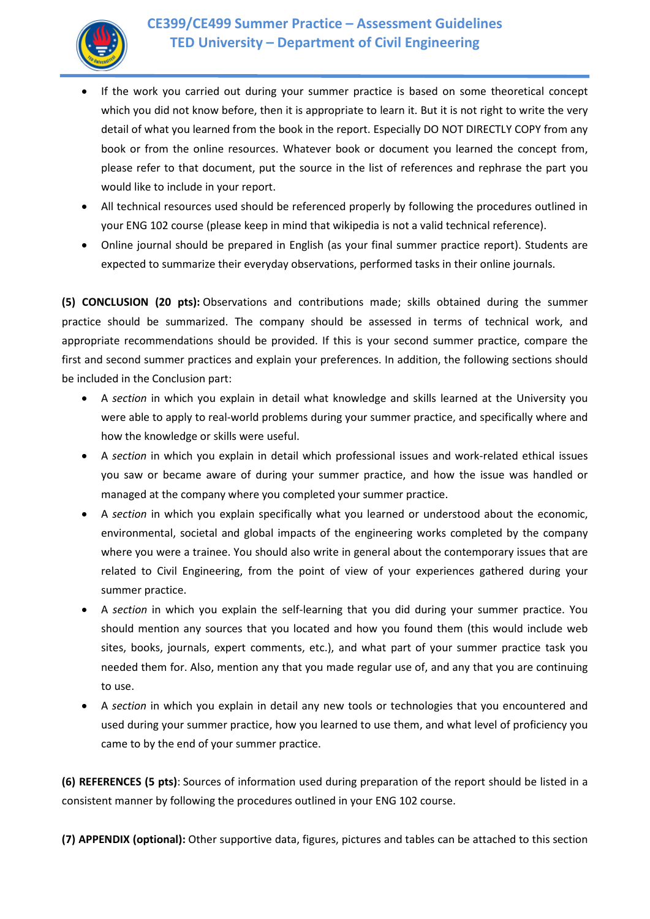- If the work you carried out during your summer practice is based on some theoretical concept which you did not know before, then it is appropriate to learn it. But it is not right to write the very detail of what you learned from the book in the report. Especially DO NOT DIRECTLY COPY from any book or from the online resources. Whatever book or document you learned the concept from, please refer to that document, put the source in the list of references and rephrase the part you would like to include in your report.
- All technical resources used should be referenced properly by following the procedures outlined in your ENG 102 course (please keep in mind that wikipedia is not a valid technical reference).
- Online journal should be prepared in English (as your final summer practice report). Students are expected to summarize their everyday observations, performed tasks in their online journals.

**(5) CONCLUSION (20 pts):** Observations and contributions made; skills obtained during the summer practice should be summarized. The company should be assessed in terms of technical work, and appropriate recommendations should be provided. If this is your second summer practice, compare the first and second summer practices and explain your preferences. In addition, the following sections should be included in the Conclusion part:

- A *section* in which you explain in detail what knowledge and skills learned at the University you were able to apply to real-world problems during your summer practice, and specifically where and how the knowledge or skills were useful.
- A *section* in which you explain in detail which professional issues and work-related ethical issues you saw or became aware of during your summer practice, and how the issue was handled or managed at the company where you completed your summer practice.
- A *section* in which you explain specifically what you learned or understood about the economic, environmental, societal and global impacts of the engineering works completed by the company where you were a trainee. You should also write in general about the contemporary issues that are related to Civil Engineering, from the point of view of your experiences gathered during your summer practice.
- A *section* in which you explain the self-learning that you did during your summer practice. You should mention any sources that you located and how you found them (this would include web sites, books, journals, expert comments, etc.), and what part of your summer practice task you needed them for. Also, mention any that you made regular use of, and any that you are continuing to use.
- A *section* in which you explain in detail any new tools or technologies that you encountered and used during your summer practice, how you learned to use them, and what level of proficiency you came to by the end of your summer practice.

**(6) REFERENCES (5 pts)**: Sources of information used during preparation of the report should be listed in a consistent manner by following the procedures outlined in your ENG 102 course.

**(7) APPENDIX (optional):** Other supportive data, figures, pictures and tables can be attached to this section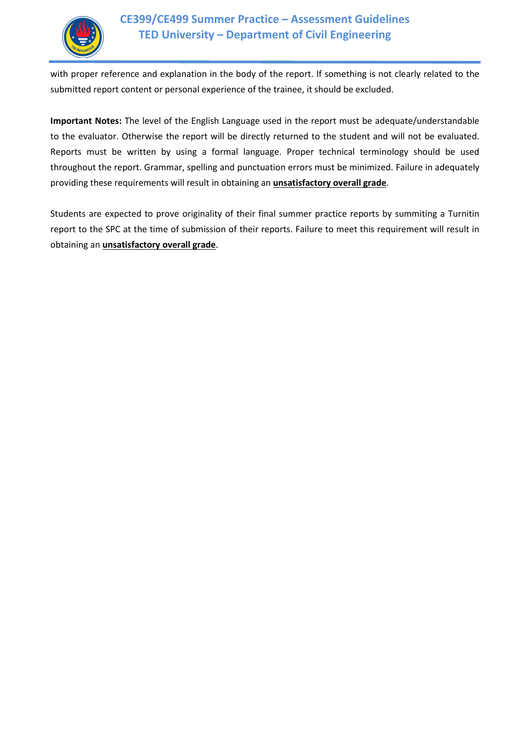with proper reference and explanation in the body of the report. If something is not clearly related to the submitted report content or personal experience of the trainee, it should be excluded.

**Important Notes:** The level of the English Language used in the report must be adequate/understandable to the evaluator. Otherwise the report will be directly returned to the student and will not be evaluated. Reports must be written by using a formal language. Proper technical terminology should be used throughout the report. Grammar, spelling and punctuation errors must be minimized. Failure in adequately providing these requirements will result in obtaining an **<u>unsatisfactory overall grade</u>**.

Students are expected to prove originality of their final summer practice reports by summiting a Turnitin report to the SPC at the time of submission of their reports. Failure to meet this requirement will result in obtaining an **<u>unsatisfactory overall grade</u>**.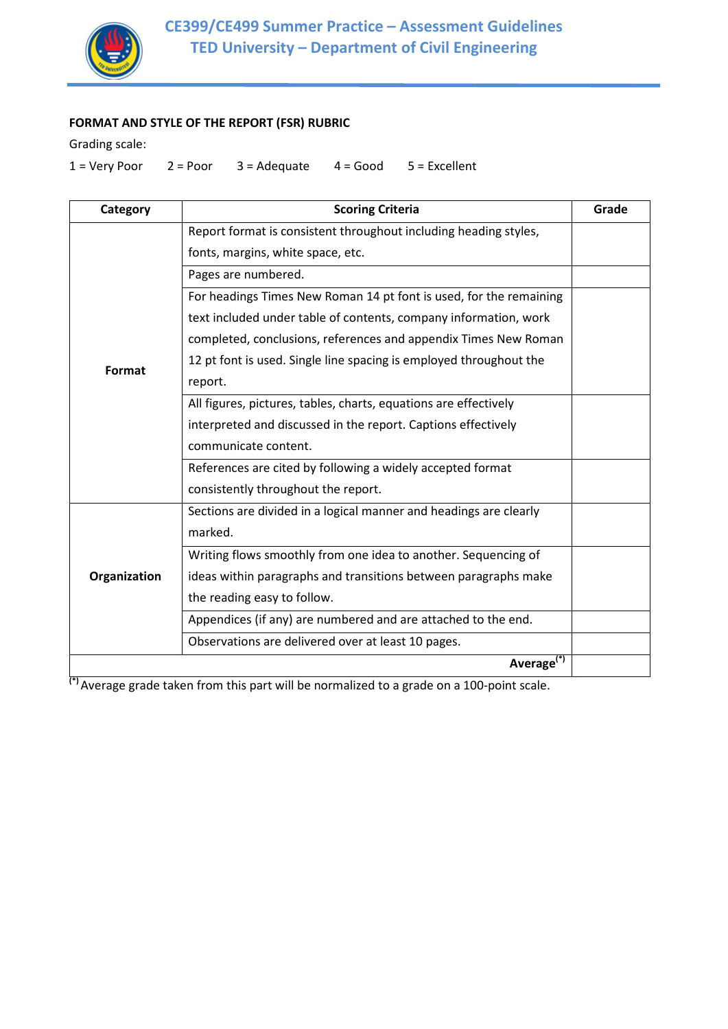**FORMAT AND STYLE OF THE REPORT (FSR) RUBRIC**

Grading scale:

1 = Very Poor    2 = Poor    3 = Adequate    4 = Good    5 = Excellent

| Category | Scoring Criteria | Grade |
|---|---|---|
| **Format** | Report format is consistent throughout including heading styles, fonts, margins, white space, etc. | |
| | Pages are numbered. | |
| | For headings Times New Roman 14 pt font is used, for the remaining text included under table of contents, company information, work completed, conclusions, references and appendix Times New Roman 12 pt font is used. Single line spacing is employed throughout the report. | |
| | All figures, pictures, tables, charts, equations are effectively interpreted and discussed in the report. Captions effectively communicate content. | |
| | References are cited by following a widely accepted format consistently throughout the report. | |
| **Organization** | Sections are divided in a logical manner and headings are clearly marked. | |
| | Writing flows smoothly from one idea to another. Sequencing of ideas within paragraphs and transitions between paragraphs make the reading easy to follow. | |
| | Appendices (if any) are numbered and are attached to the end. | |
| | Observations are delivered over at least 10 pages. | |
| | **Average(*)** | |

(*) Average grade taken from this part will be normalized to a grade on a 100-point scale.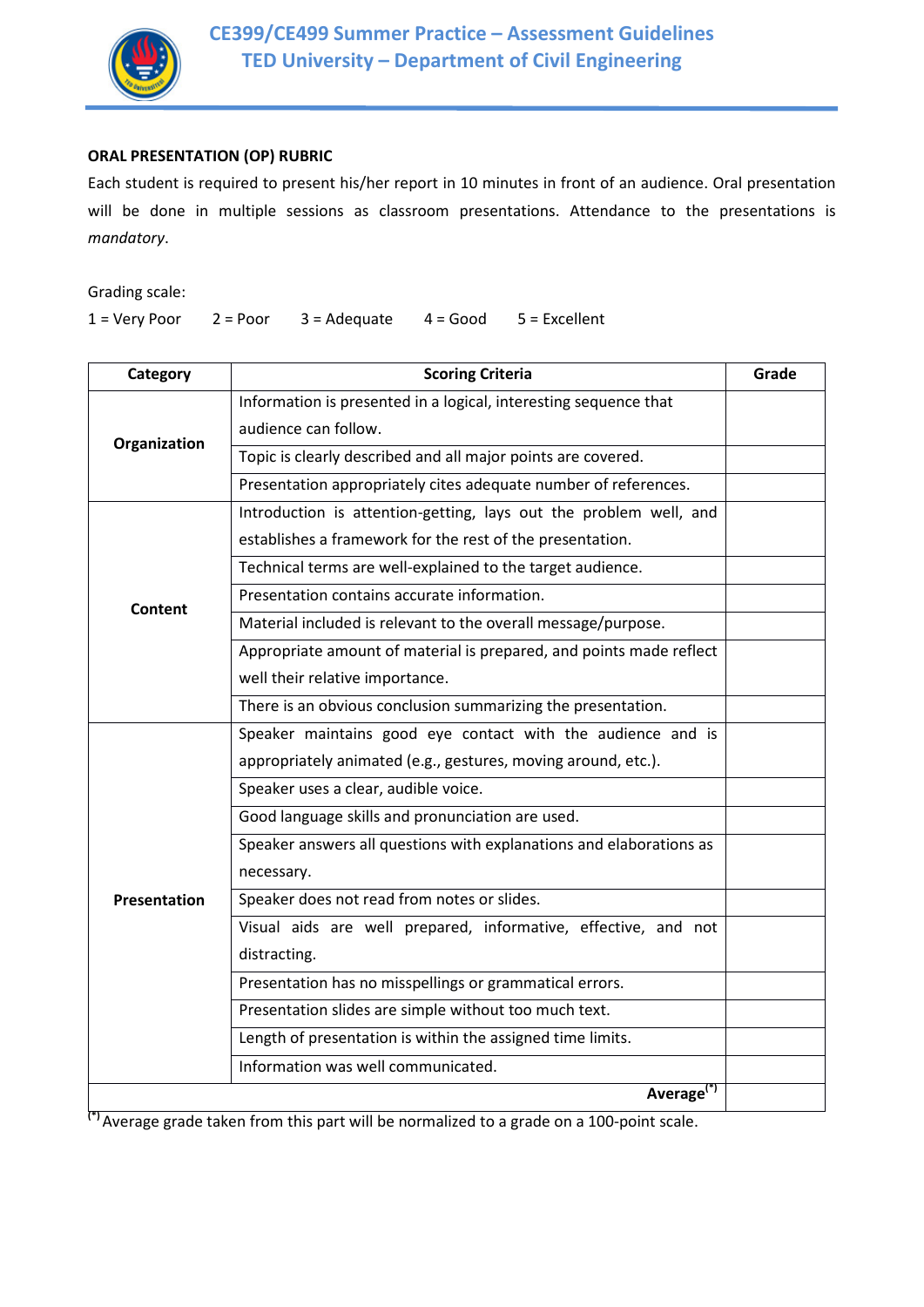## ORAL PRESENTATION (OP) RUBRIC

Each student is required to present his/her report in 10 minutes in front of an audience. Oral presentation will be done in multiple sessions as classroom presentations. Attendance to the presentations is *mandatory*.

Grading scale:

1 = Very Poor 2 = Poor 3 = Adequate 4 = Good 5 = Excellent

| Category | Scoring Criteria | Grade |
|---|---|---|
| **Organization** | Information is presented in a logical, interesting sequence that audience can follow. | |
| | Topic is clearly described and all major points are covered. | |
| | Presentation appropriately cites adequate number of references. | |
| **Content** | Introduction is attention-getting, lays out the problem well, and establishes a framework for the rest of the presentation. | |
| | Technical terms are well-explained to the target audience. | |
| | Presentation contains accurate information. | |
| | Material included is relevant to the overall message/purpose. | |
| | Appropriate amount of material is prepared, and points made reflect well their relative importance. | |
| | There is an obvious conclusion summarizing the presentation. | |
| **Presentation** | Speaker maintains good eye contact with the audience and is appropriately animated (e.g., gestures, moving around, etc.). | |
| | Speaker uses a clear, audible voice. | |
| | Good language skills and pronunciation are used. | |
| | Speaker answers all questions with explanations and elaborations as necessary. | |
| | Speaker does not read from notes or slides. | |
| | Visual aids are well prepared, informative, effective, and not distracting. | |
| | Presentation has no misspellings or grammatical errors. | |
| | Presentation slides are simple without too much text. | |
| | Length of presentation is within the assigned time limits. | |
| | Information was well communicated. | |
| | **Average(*)** | |

(*) Average grade taken from this part will be normalized to a grade on a 100-point scale.